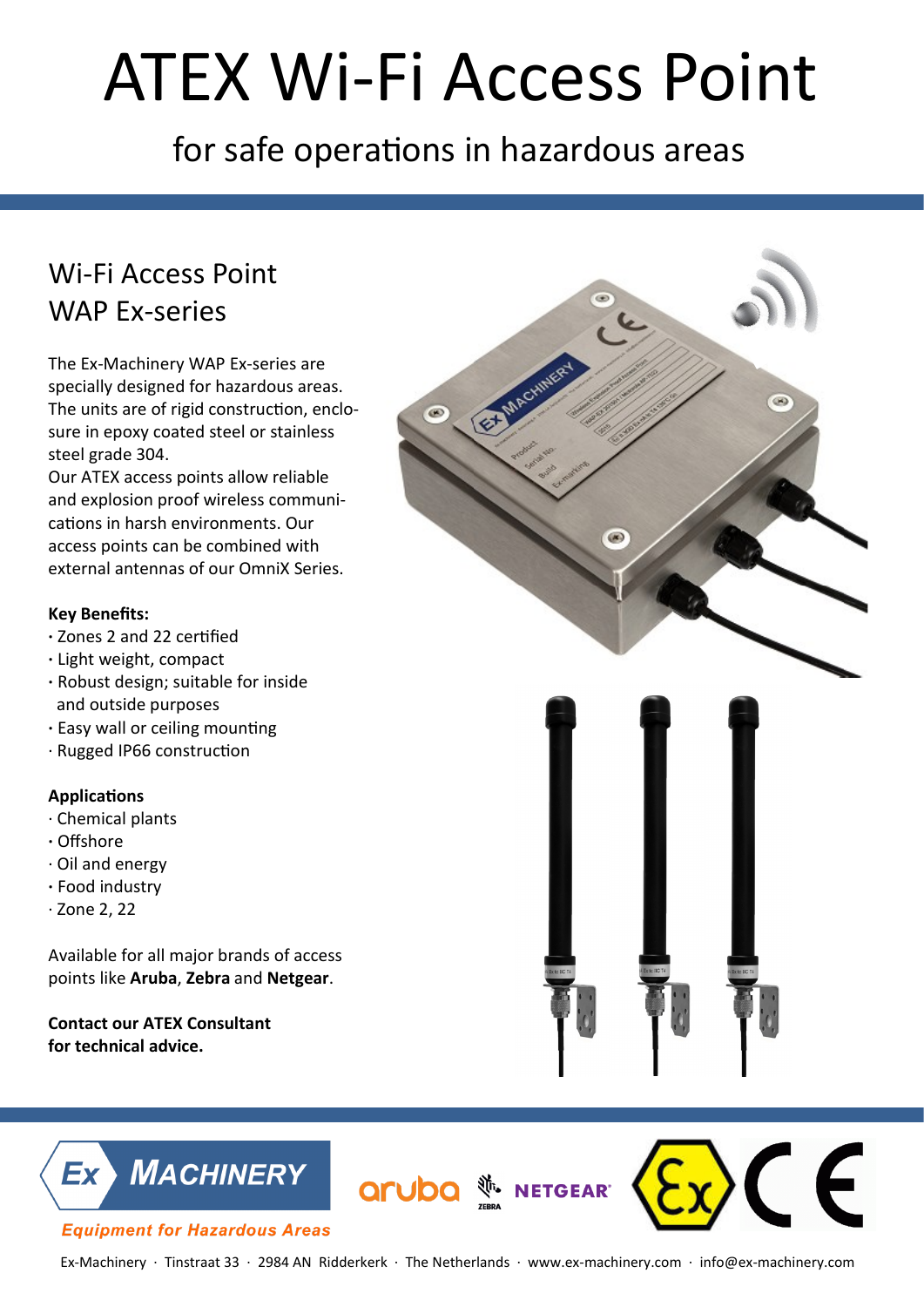# ATEX Wi-Fi Access Point

for safe operations in hazardous areas

## Wi-Fi Access Point
## WAP Ex-series

The Ex-Machinery WAP Ex-series are specially designed for hazardous areas. The units are of rigid construction, enclosure in epoxy coated steel or stainless steel grade 304.
Our ATEX access points allow reliable and explosion proof wireless communications in harsh environments. Our access points can be combined with external antennas of our OmniX Series.

**Key Benefits:**
- Zones 2 and 22 certified
- Light weight, compact
- Robust design; suitable for inside and outside purposes
- Easy wall or ceiling mounting
- Rugged IP66 construction

**Applications**
- Chemical plants
- Offshore
- Oil and energy
- Food industry
- Zone 2, 22

Available for all major brands of access points like **Aruba**, **Zebra** and **Netgear**.

**Contact our ATEX Consultant for technical advice.**

Ex Machinery
*Equipment for Hazardous Areas*

Ex-Machinery · Tinstraat 33 · 2984 AN Ridderkerk · The Netherlands · www.ex-machinery.com · info@ex-machinery.com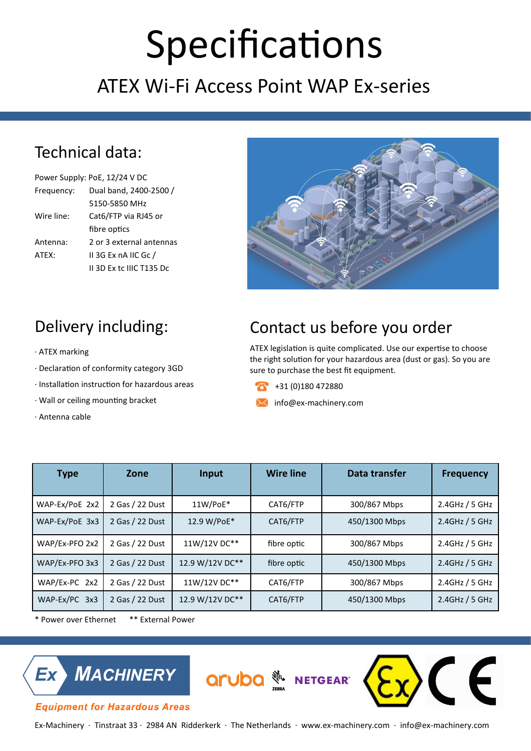# Specifications

## ATEX Wi-Fi Access Point WAP Ex-series

## Technical data:

| | |
|---|---|
| Power Supply: | PoE, 12/24 V DC |
| Frequency: | Dual band, 2400-2500 / 5150-5850 MHz |
| Wire line: | Cat6/FTP via RJ45 or fibre optics |
| Antenna: | 2 or 3 external antennas |
| ATEX: | II 3G Ex nA IIC Gc / II 3D Ex tc IIIC T135 Dc |

## Delivery including:

- ATEX marking
- Declaration of conformity category 3GD
- Installation instruction for hazardous areas
- Wall or ceiling mounting bracket
- Antenna cable

## Contact us before you order

ATEX legislation is quite complicated. Use our expertise to choose the right solution for your hazardous area (dust or gas). So you are sure to purchase the best fit equipment.

+31 (0)180 472880

info@ex-machinery.com

| Type | Zone | Input | Wire line | Data transfer | Frequency |
|---|---|---|---|---|---|
| WAP-Ex/PoE 2x2 | 2 Gas / 22 Dust | 11W/PoE* | CAT6/FTP | 300/867 Mbps | 2.4GHz / 5 GHz |
| WAP-Ex/PoE 3x3 | 2 Gas / 22 Dust | 12.9 W/PoE* | CAT6/FTP | 450/1300 Mbps | 2.4GHz / 5 GHz |
| WAP/Ex-PFO 2x2 | 2 Gas / 22 Dust | 11W/12V DC** | fibre optic | 300/867 Mbps | 2.4GHz / 5 GHz |
| WAP/Ex-PFO 3x3 | 2 Gas / 22 Dust | 12.9 W/12V DC** | fibre optic | 450/1300 Mbps | 2.4GHz / 5 GHz |
| WAP/Ex-PC 2x2 | 2 Gas / 22 Dust | 11W/12V DC** | CAT6/FTP | 300/867 Mbps | 2.4GHz / 5 GHz |
| WAP-Ex/PC 3x3 | 2 Gas / 22 Dust | 12.9 W/12V DC** | CAT6/FTP | 450/1300 Mbps | 2.4GHz / 5 GHz |

* Power over Ethernet ** External Power

Ex MACHINERY

*Equipment for Hazardous Areas*

aruba ZEBRA NETGEAR®

Ex-Machinery · Tinstraat 33 · 2984 AN Ridderkerk · The Netherlands · www.ex-machinery.com · info@ex-machinery.com